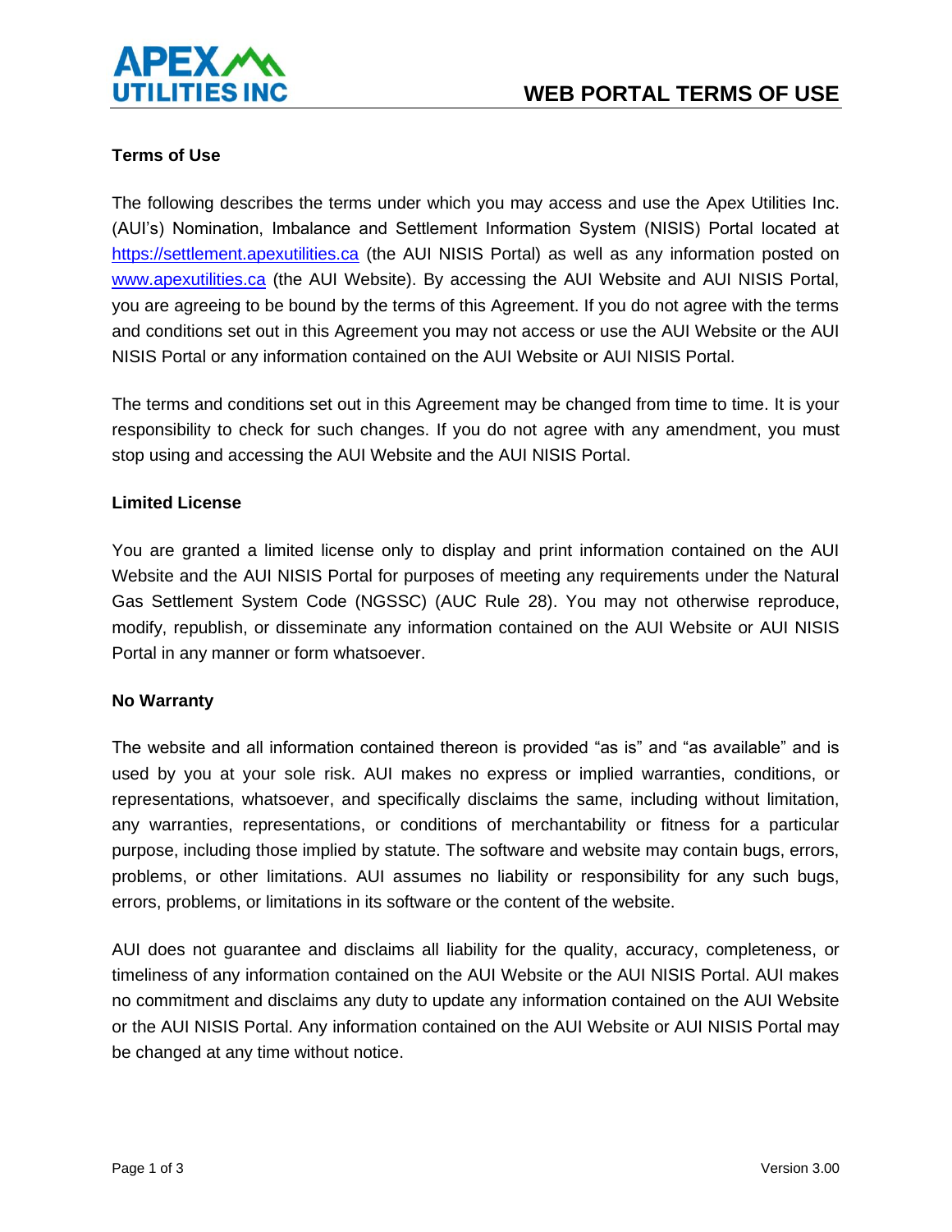# WEB PORTAL TERMS OF USE

## Terms of Use

The following describes the terms under which you may access and use the Apex Utilities Inc. (AUI's) Nomination, Imbalance and Settlement Information System (NISIS) Portal located at https://settlement.apexutilities.ca (the AUI NISIS Portal) as well as any information posted on www.apexutilities.ca (the AUI Website). By accessing the AUI Website and AUI NISIS Portal, you are agreeing to be bound by the terms of this Agreement. If you do not agree with the terms and conditions set out in this Agreement you may not access or use the AUI Website or the AUI NISIS Portal or any information contained on the AUI Website or AUI NISIS Portal.

The terms and conditions set out in this Agreement may be changed from time to time. It is your responsibility to check for such changes. If you do not agree with any amendment, you must stop using and accessing the AUI Website and the AUI NISIS Portal.

## Limited License

You are granted a limited license only to display and print information contained on the AUI Website and the AUI NISIS Portal for purposes of meeting any requirements under the Natural Gas Settlement System Code (NGSSC) (AUC Rule 28). You may not otherwise reproduce, modify, republish, or disseminate any information contained on the AUI Website or AUI NISIS Portal in any manner or form whatsoever.

## No Warranty

The website and all information contained thereon is provided "as is" and "as available" and is used by you at your sole risk. AUI makes no express or implied warranties, conditions, or representations, whatsoever, and specifically disclaims the same, including without limitation, any warranties, representations, or conditions of merchantability or fitness for a particular purpose, including those implied by statute. The software and website may contain bugs, errors, problems, or other limitations. AUI assumes no liability or responsibility for any such bugs, errors, problems, or limitations in its software or the content of the website.

AUI does not guarantee and disclaims all liability for the quality, accuracy, completeness, or timeliness of any information contained on the AUI Website or the AUI NISIS Portal. AUI makes no commitment and disclaims any duty to update any information contained on the AUI Website or the AUI NISIS Portal. Any information contained on the AUI Website or AUI NISIS Portal may be changed at any time without notice.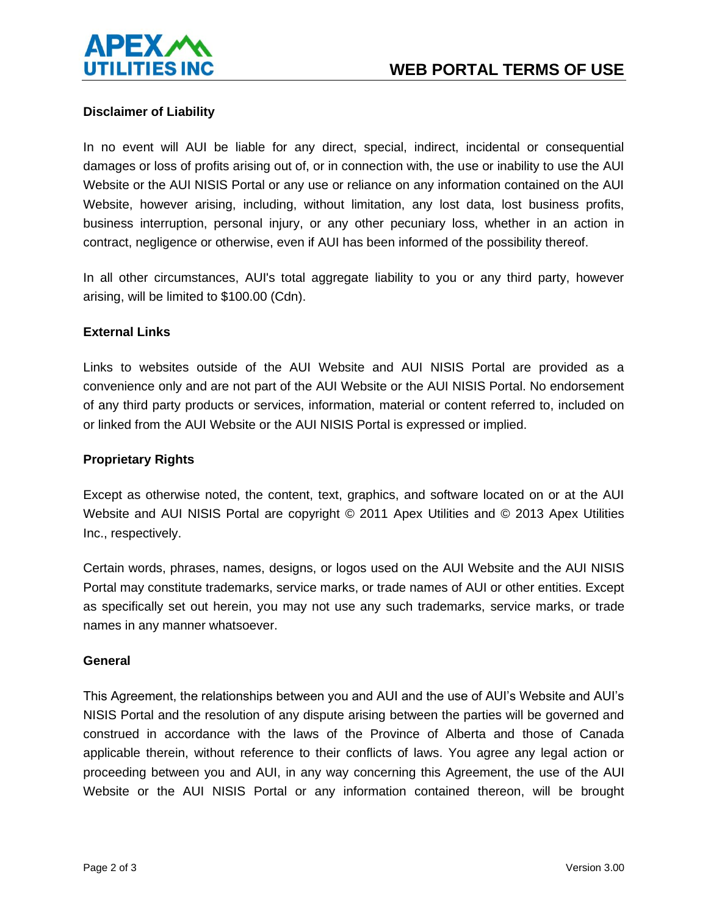**Disclaimer of Liability**

In no event will AUI be liable for any direct, special, indirect, incidental or consequential damages or loss of profits arising out of, or in connection with, the use or inability to use the AUI Website or the AUI NISIS Portal or any use or reliance on any information contained on the AUI Website, however arising, including, without limitation, any lost data, lost business profits, business interruption, personal injury, or any other pecuniary loss, whether in an action in contract, negligence or otherwise, even if AUI has been informed of the possibility thereof.

In all other circumstances, AUI's total aggregate liability to you or any third party, however arising, will be limited to $100.00 (Cdn).

**External Links**

Links to websites outside of the AUI Website and AUI NISIS Portal are provided as a convenience only and are not part of the AUI Website or the AUI NISIS Portal. No endorsement of any third party products or services, information, material or content referred to, included on or linked from the AUI Website or the AUI NISIS Portal is expressed or implied.

**Proprietary Rights**

Except as otherwise noted, the content, text, graphics, and software located on or at the AUI Website and AUI NISIS Portal are copyright © 2011 Apex Utilities and © 2013 Apex Utilities Inc., respectively.

Certain words, phrases, names, designs, or logos used on the AUI Website and the AUI NISIS Portal may constitute trademarks, service marks, or trade names of AUI or other entities. Except as specifically set out herein, you may not use any such trademarks, service marks, or trade names in any manner whatsoever.

**General**

This Agreement, the relationships between you and AUI and the use of AUI's Website and AUI's NISIS Portal and the resolution of any dispute arising between the parties will be governed and construed in accordance with the laws of the Province of Alberta and those of Canada applicable therein, without reference to their conflicts of laws. You agree any legal action or proceeding between you and AUI, in any way concerning this Agreement, the use of the AUI Website or the AUI NISIS Portal or any information contained thereon, will be brought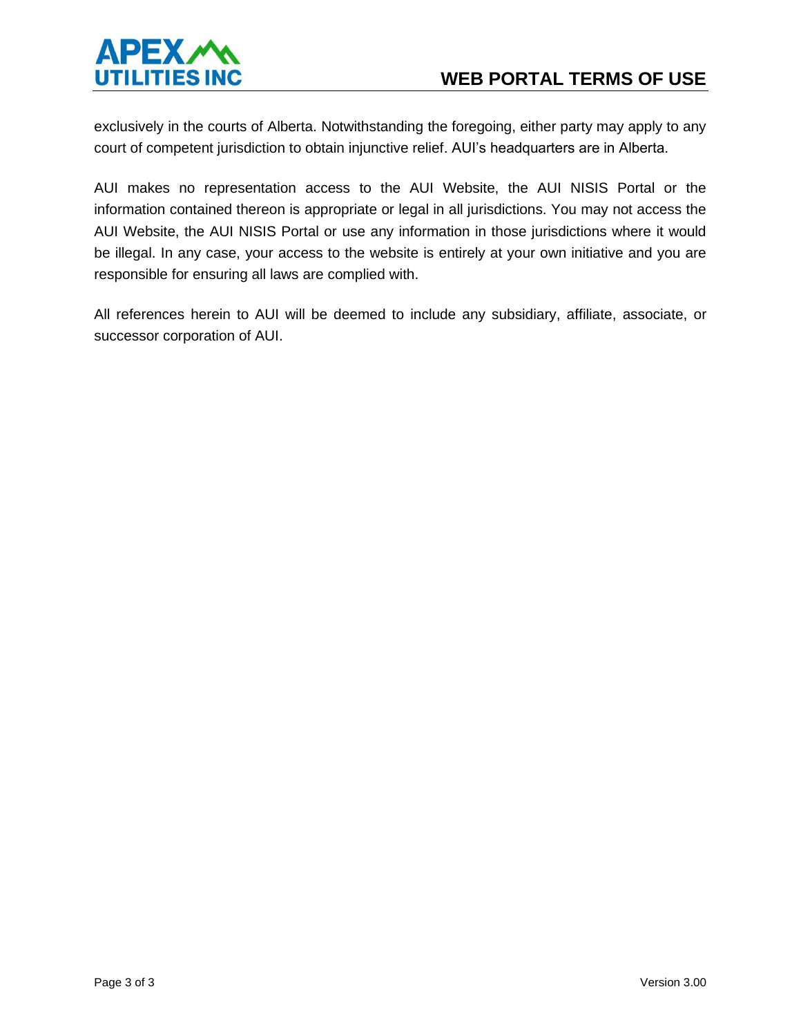exclusively in the courts of Alberta. Notwithstanding the foregoing, either party may apply to any court of competent jurisdiction to obtain injunctive relief. AUI's headquarters are in Alberta.

AUI makes no representation access to the AUI Website, the AUI NISIS Portal or the information contained thereon is appropriate or legal in all jurisdictions. You may not access the AUI Website, the AUI NISIS Portal or use any information in those jurisdictions where it would be illegal. In any case, your access to the website is entirely at your own initiative and you are responsible for ensuring all laws are complied with.

All references herein to AUI will be deemed to include any subsidiary, affiliate, associate, or successor corporation of AUI.